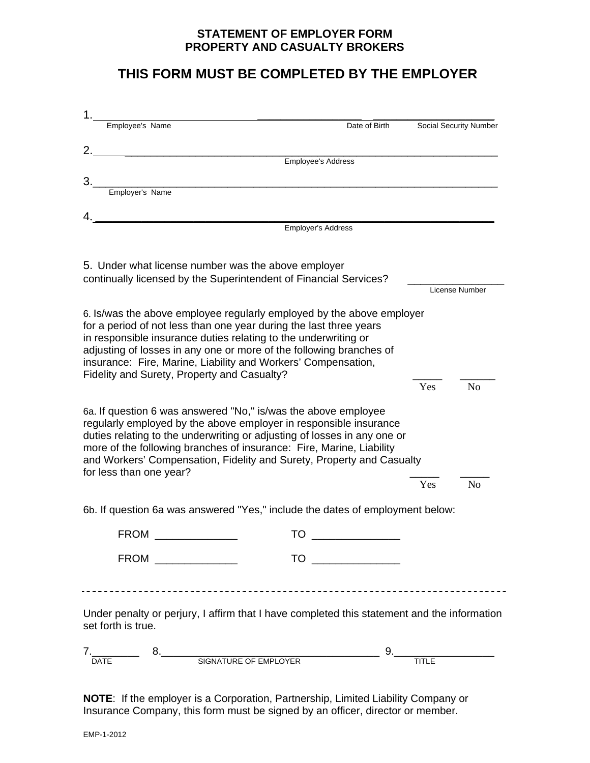# STATEMENT OF EMPLOYER FORM
# PROPERTY AND CASUALTY BROKERS

## THIS FORM MUST BE COMPLETED BY THE EMPLOYER

1. ______________________________ ________________ __________________
Employee's Name Date of Birth Social Security Number

2. ______________________________________________________________
Employee's Address

3. ______________________________________________________________
Employer's Name

4. ______________________________________________________________
Employer's Address

5. Under what license number was the above employer continually licensed by the Superintendent of Financial Services? ________________
License Number

6. Is/was the above employee regularly employed by the above employer for a period of not less than one year during the last three years in responsible insurance duties relating to the underwriting or adjusting of losses in any one or more of the following branches of insurance: Fire, Marine, Liability and Workers' Compensation, Fidelity and Surety, Property and Casualty?

_____ Yes _____ No

6a. If question 6 was answered "No," is/was the above employee regularly employed by the above employer in responsible insurance duties relating to the underwriting or adjusting of losses in any one or more of the following branches of insurance: Fire, Marine, Liability and Workers' Compensation, Fidelity and Surety, Property and Casualty for less than one year?

_____ Yes _____ No

6b. If question 6a was answered "Yes," include the dates of employment below:

FROM _____________ TO ______________

FROM _____________ TO ______________

---

Under penalty or perjury, I affirm that I have completed this statement and the information set forth is true.

7. ________ 8. ____________________________________ 9. _________________
DATE SIGNATURE OF EMPLOYER TITLE

**NOTE**: If the employer is a Corporation, Partnership, Limited Liability Company or Insurance Company, this form must be signed by an officer, director or member.

EMP-1-2012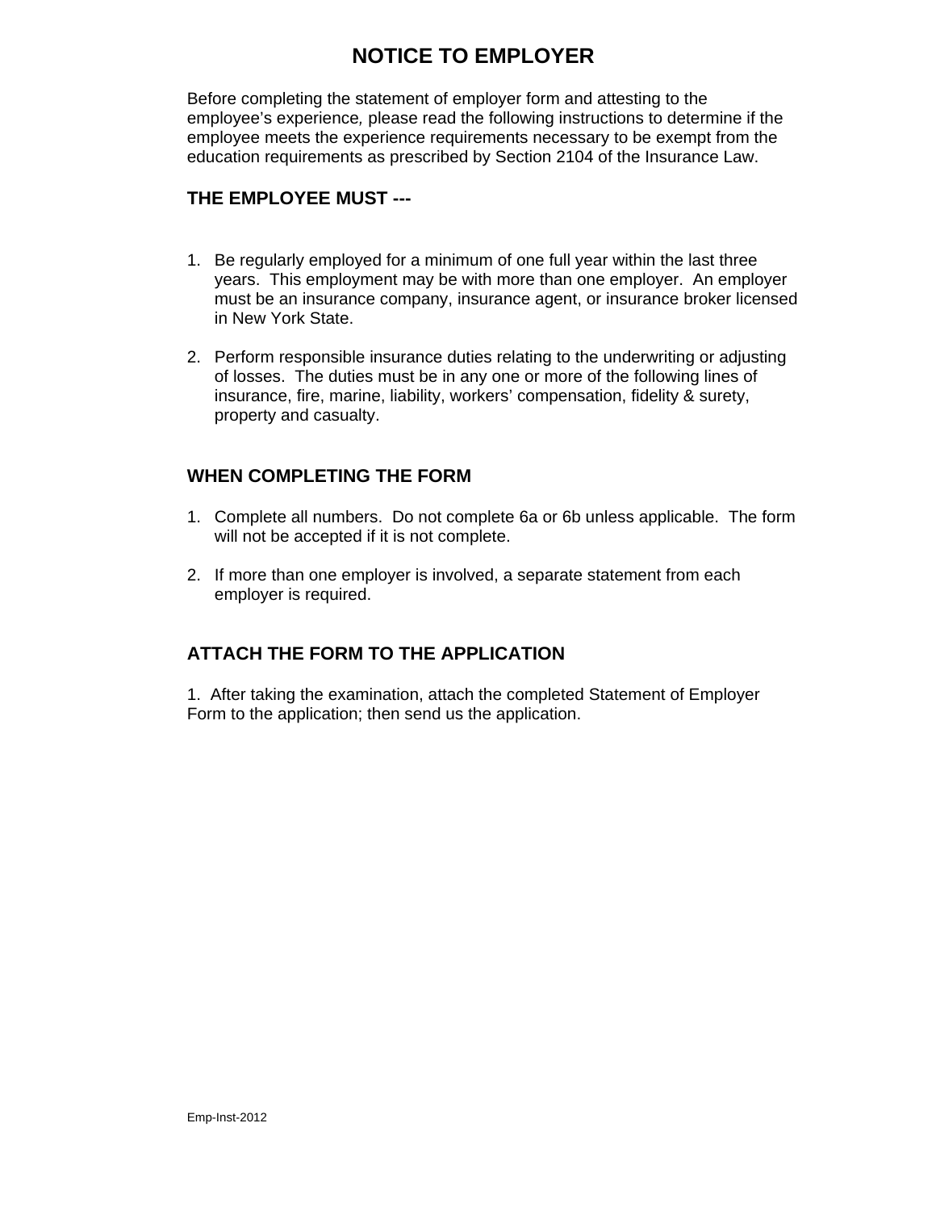# NOTICE TO EMPLOYER

Before completing the statement of employer form and attesting to the employee's experience, please read the following instructions to determine if the employee meets the experience requirements necessary to be exempt from the education requirements as prescribed by Section 2104 of the Insurance Law.

## THE EMPLOYEE MUST ---

1. Be regularly employed for a minimum of one full year within the last three years. This employment may be with more than one employer. An employer must be an insurance company, insurance agent, or insurance broker licensed in New York State.

2. Perform responsible insurance duties relating to the underwriting or adjusting of losses. The duties must be in any one or more of the following lines of insurance, fire, marine, liability, workers' compensation, fidelity & surety, property and casualty.

## WHEN COMPLETING THE FORM

1. Complete all numbers. Do not complete 6a or 6b unless applicable. The form will not be accepted if it is not complete.

2. If more than one employer is involved, a separate statement from each employer is required.

## ATTACH THE FORM TO THE APPLICATION

1. After taking the examination, attach the completed Statement of Employer Form to the application; then send us the application.

Emp-Inst-2012